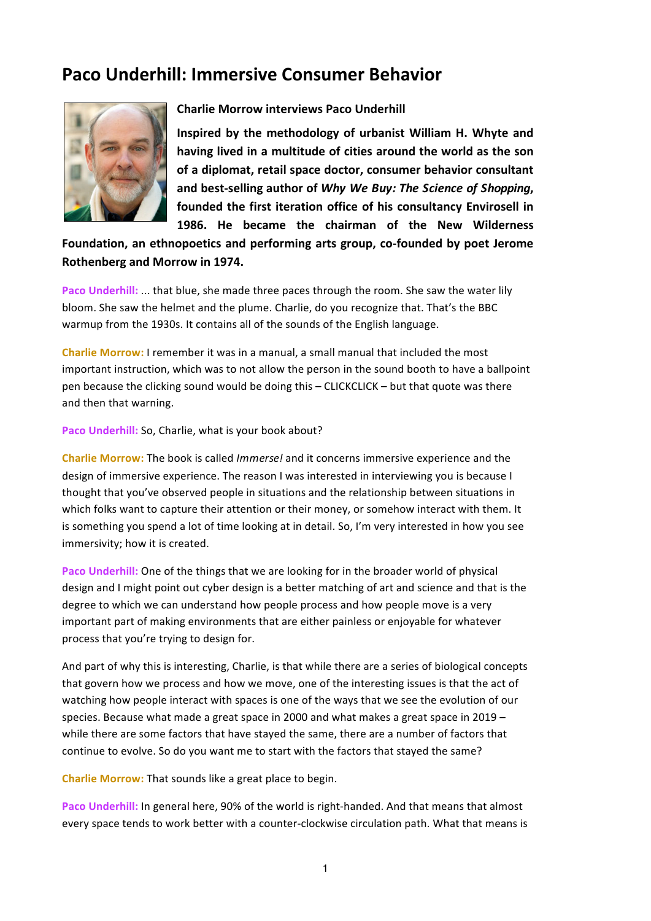# Paco Underhill: Immersive Consumer Behavior

**Charlie Morrow interviews Paco Underhill**

**Inspired by the methodology of urbanist William H. Whyte and having lived in a multitude of cities around the world as the son of a diplomat, retail space doctor, consumer behavior consultant and best-selling author of *Why We Buy: The Science of Shopping*, founded the first iteration office of his consultancy Envirosell in 1986. He became the chairman of the New Wilderness Foundation, an ethnopoetics and performing arts group, co-founded by poet Jerome Rothenberg and Morrow in 1974.**

**Paco Underhill:** ... that blue, she made three paces through the room. She saw the water lily bloom. She saw the helmet and the plume. Charlie, do you recognize that. That's the BBC warmup from the 1930s. It contains all of the sounds of the English language.

**Charlie Morrow:** I remember it was in a manual, a small manual that included the most important instruction, which was to not allow the person in the sound booth to have a ballpoint pen because the clicking sound would be doing this – CLICKCLICK – but that quote was there and then that warning.

**Paco Underhill:** So, Charlie, what is your book about?

**Charlie Morrow:** The book is called *Immerse!* and it concerns immersive experience and the design of immersive experience. The reason I was interested in interviewing you is because I thought that you've observed people in situations and the relationship between situations in which folks want to capture their attention or their money, or somehow interact with them. It is something you spend a lot of time looking at in detail. So, I'm very interested in how you see immersivity; how it is created.

**Paco Underhill:** One of the things that we are looking for in the broader world of physical design and I might point out cyber design is a better matching of art and science and that is the degree to which we can understand how people process and how people move is a very important part of making environments that are either painless or enjoyable for whatever process that you're trying to design for.

And part of why this is interesting, Charlie, is that while there are a series of biological concepts that govern how we process and how we move, one of the interesting issues is that the act of watching how people interact with spaces is one of the ways that we see the evolution of our species. Because what made a great space in 2000 and what makes a great space in 2019 – while there are some factors that have stayed the same, there are a number of factors that continue to evolve. So do you want me to start with the factors that stayed the same?

**Charlie Morrow:** That sounds like a great place to begin.

**Paco Underhill:** In general here, 90% of the world is right-handed. And that means that almost every space tends to work better with a counter-clockwise circulation path. What that means is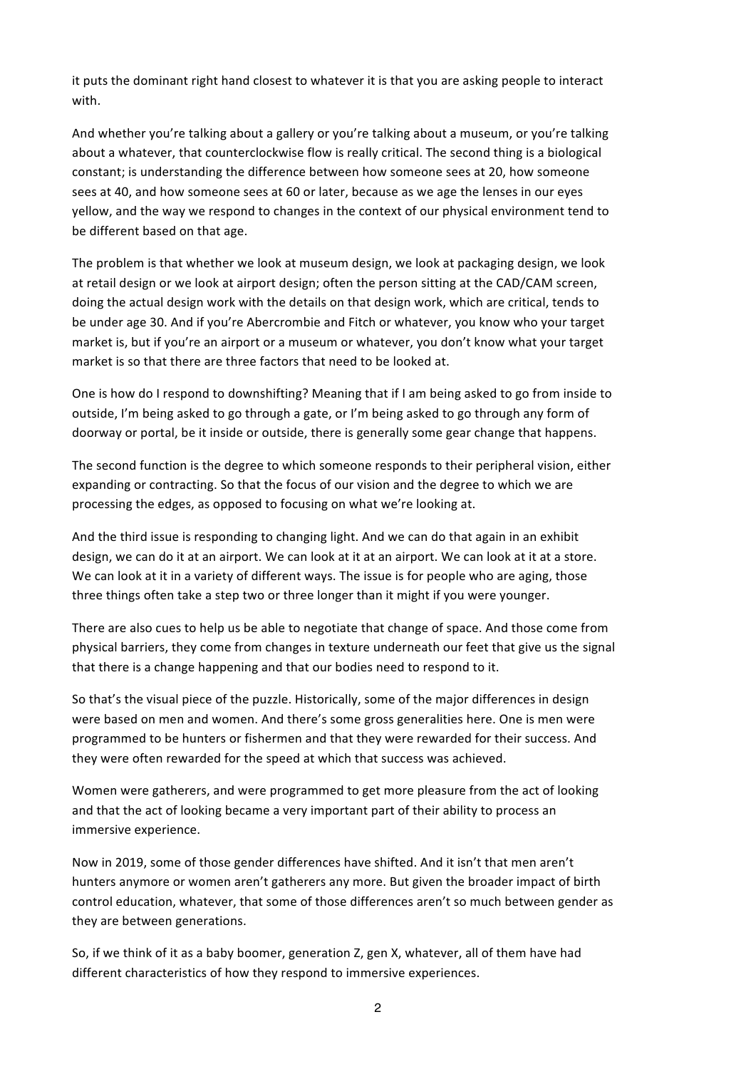it puts the dominant right hand closest to whatever it is that you are asking people to interact with.

And whether you're talking about a gallery or you're talking about a museum, or you're talking about a whatever, that counterclockwise flow is really critical. The second thing is a biological constant; is understanding the difference between how someone sees at 20, how someone sees at 40, and how someone sees at 60 or later, because as we age the lenses in our eyes yellow, and the way we respond to changes in the context of our physical environment tend to be different based on that age.

The problem is that whether we look at museum design, we look at packaging design, we look at retail design or we look at airport design; often the person sitting at the CAD/CAM screen, doing the actual design work with the details on that design work, which are critical, tends to be under age 30. And if you're Abercrombie and Fitch or whatever, you know who your target market is, but if you're an airport or a museum or whatever, you don't know what your target market is so that there are three factors that need to be looked at.

One is how do I respond to downshifting? Meaning that if I am being asked to go from inside to outside, I'm being asked to go through a gate, or I'm being asked to go through any form of doorway or portal, be it inside or outside, there is generally some gear change that happens.

The second function is the degree to which someone responds to their peripheral vision, either expanding or contracting. So that the focus of our vision and the degree to which we are processing the edges, as opposed to focusing on what we're looking at.

And the third issue is responding to changing light. And we can do that again in an exhibit design, we can do it at an airport. We can look at it at an airport. We can look at it at a store. We can look at it in a variety of different ways. The issue is for people who are aging, those three things often take a step two or three longer than it might if you were younger.

There are also cues to help us be able to negotiate that change of space. And those come from physical barriers, they come from changes in texture underneath our feet that give us the signal that there is a change happening and that our bodies need to respond to it.

So that's the visual piece of the puzzle. Historically, some of the major differences in design were based on men and women. And there's some gross generalities here. One is men were programmed to be hunters or fishermen and that they were rewarded for their success. And they were often rewarded for the speed at which that success was achieved.

Women were gatherers, and were programmed to get more pleasure from the act of looking and that the act of looking became a very important part of their ability to process an immersive experience.

Now in 2019, some of those gender differences have shifted. And it isn't that men aren't hunters anymore or women aren't gatherers any more. But given the broader impact of birth control education, whatever, that some of those differences aren't so much between gender as they are between generations.

So, if we think of it as a baby boomer, generation Z, gen X, whatever, all of them have had different characteristics of how they respond to immersive experiences.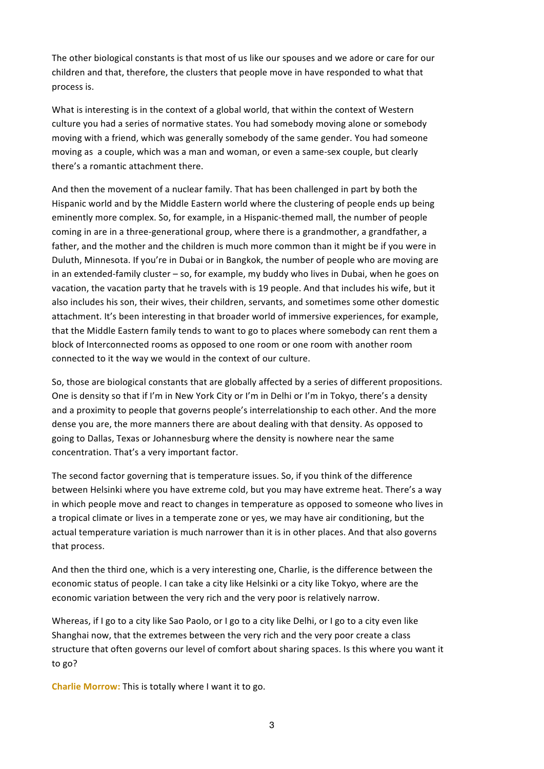The other biological constants is that most of us like our spouses and we adore or care for our children and that, therefore, the clusters that people move in have responded to what that process is.

What is interesting is in the context of a global world, that within the context of Western culture you had a series of normative states. You had somebody moving alone or somebody moving with a friend, which was generally somebody of the same gender. You had someone moving as a couple, which was a man and woman, or even a same-sex couple, but clearly there's a romantic attachment there.

And then the movement of a nuclear family. That has been challenged in part by both the Hispanic world and by the Middle Eastern world where the clustering of people ends up being eminently more complex. So, for example, in a Hispanic-themed mall, the number of people coming in are in a three-generational group, where there is a grandmother, a grandfather, a father, and the mother and the children is much more common than it might be if you were in Duluth, Minnesota. If you're in Dubai or in Bangkok, the number of people who are moving are in an extended-family cluster – so, for example, my buddy who lives in Dubai, when he goes on vacation, the vacation party that he travels with is 19 people. And that includes his wife, but it also includes his son, their wives, their children, servants, and sometimes some other domestic attachment. It's been interesting in that broader world of immersive experiences, for example, that the Middle Eastern family tends to want to go to places where somebody can rent them a block of Interconnected rooms as opposed to one room or one room with another room connected to it the way we would in the context of our culture.

So, those are biological constants that are globally affected by a series of different propositions. One is density so that if I'm in New York City or I'm in Delhi or I'm in Tokyo, there's a density and a proximity to people that governs people's interrelationship to each other. And the more dense you are, the more manners there are about dealing with that density. As opposed to going to Dallas, Texas or Johannesburg where the density is nowhere near the same concentration. That's a very important factor.

The second factor governing that is temperature issues. So, if you think of the difference between Helsinki where you have extreme cold, but you may have extreme heat. There's a way in which people move and react to changes in temperature as opposed to someone who lives in a tropical climate or lives in a temperate zone or yes, we may have air conditioning, but the actual temperature variation is much narrower than it is in other places. And that also governs that process.

And then the third one, which is a very interesting one, Charlie, is the difference between the economic status of people. I can take a city like Helsinki or a city like Tokyo, where are the economic variation between the very rich and the very poor is relatively narrow.

Whereas, if I go to a city like Sao Paolo, or I go to a city like Delhi, or I go to a city even like Shanghai now, that the extremes between the very rich and the very poor create a class structure that often governs our level of comfort about sharing spaces. Is this where you want it to go?

**Charlie Morrow:** This is totally where I want it to go.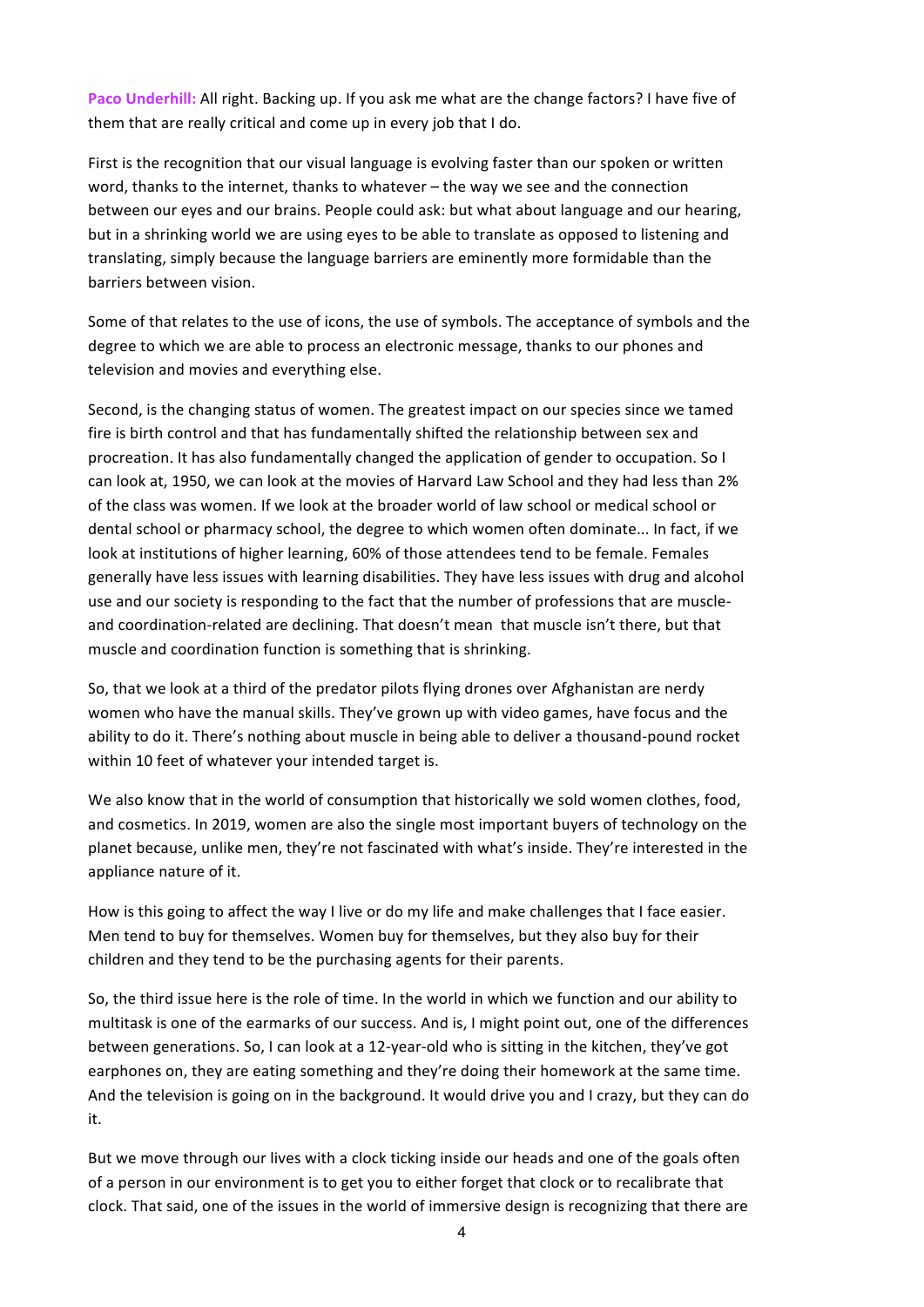**Paco Underhill:** All right. Backing up. If you ask me what are the change factors? I have five of them that are really critical and come up in every job that I do.

First is the recognition that our visual language is evolving faster than our spoken or written word, thanks to the internet, thanks to whatever – the way we see and the connection between our eyes and our brains. People could ask: but what about language and our hearing, but in a shrinking world we are using eyes to be able to translate as opposed to listening and translating, simply because the language barriers are eminently more formidable than the barriers between vision.

Some of that relates to the use of icons, the use of symbols. The acceptance of symbols and the degree to which we are able to process an electronic message, thanks to our phones and television and movies and everything else.

Second, is the changing status of women. The greatest impact on our species since we tamed fire is birth control and that has fundamentally shifted the relationship between sex and procreation. It has also fundamentally changed the application of gender to occupation. So I can look at, 1950, we can look at the movies of Harvard Law School and they had less than 2% of the class was women. If we look at the broader world of law school or medical school or dental school or pharmacy school, the degree to which women often dominate... In fact, if we look at institutions of higher learning, 60% of those attendees tend to be female. Females generally have less issues with learning disabilities. They have less issues with drug and alcohol use and our society is responding to the fact that the number of professions that are muscle- and coordination-related are declining. That doesn't mean that muscle isn't there, but that muscle and coordination function is something that is shrinking.

So, that we look at a third of the predator pilots flying drones over Afghanistan are nerdy women who have the manual skills. They've grown up with video games, have focus and the ability to do it. There's nothing about muscle in being able to deliver a thousand-pound rocket within 10 feet of whatever your intended target is.

We also know that in the world of consumption that historically we sold women clothes, food, and cosmetics. In 2019, women are also the single most important buyers of technology on the planet because, unlike men, they're not fascinated with what's inside. They're interested in the appliance nature of it.

How is this going to affect the way I live or do my life and make challenges that I face easier. Men tend to buy for themselves. Women buy for themselves, but they also buy for their children and they tend to be the purchasing agents for their parents.

So, the third issue here is the role of time. In the world in which we function and our ability to multitask is one of the earmarks of our success. And is, I might point out, one of the differences between generations. So, I can look at a 12-year-old who is sitting in the kitchen, they've got earphones on, they are eating something and they're doing their homework at the same time. And the television is going on in the background. It would drive you and I crazy, but they can do it.

But we move through our lives with a clock ticking inside our heads and one of the goals often of a person in our environment is to get you to either forget that clock or to recalibrate that clock. That said, one of the issues in the world of immersive design is recognizing that there are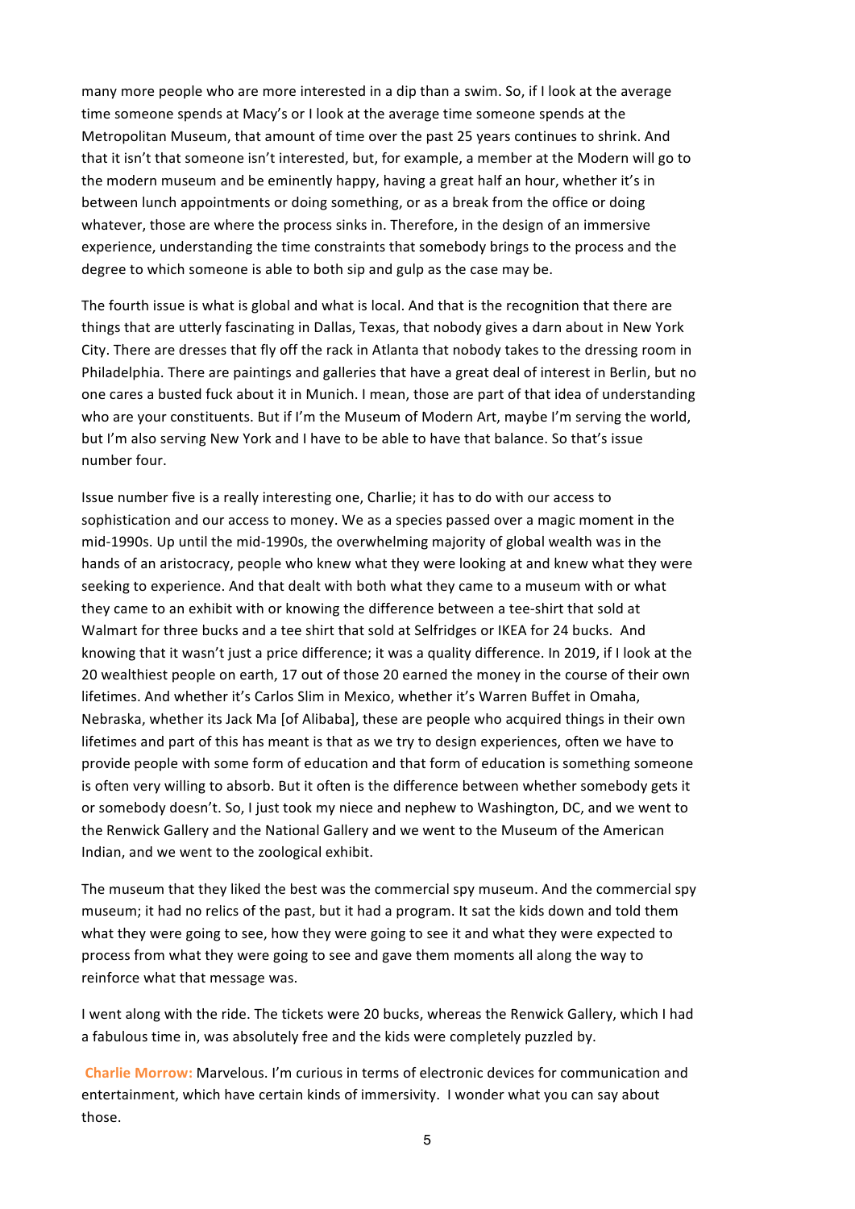many more people who are more interested in a dip than a swim. So, if I look at the average time someone spends at Macy's or I look at the average time someone spends at the Metropolitan Museum, that amount of time over the past 25 years continues to shrink. And that it isn't that someone isn't interested, but, for example, a member at the Modern will go to the modern museum and be eminently happy, having a great half an hour, whether it's in between lunch appointments or doing something, or as a break from the office or doing whatever, those are where the process sinks in. Therefore, in the design of an immersive experience, understanding the time constraints that somebody brings to the process and the degree to which someone is able to both sip and gulp as the case may be.

The fourth issue is what is global and what is local. And that is the recognition that there are things that are utterly fascinating in Dallas, Texas, that nobody gives a darn about in New York City. There are dresses that fly off the rack in Atlanta that nobody takes to the dressing room in Philadelphia. There are paintings and galleries that have a great deal of interest in Berlin, but no one cares a busted fuck about it in Munich. I mean, those are part of that idea of understanding who are your constituents. But if I'm the Museum of Modern Art, maybe I'm serving the world, but I'm also serving New York and I have to be able to have that balance. So that's issue number four.

Issue number five is a really interesting one, Charlie; it has to do with our access to sophistication and our access to money. We as a species passed over a magic moment in the mid-1990s. Up until the mid-1990s, the overwhelming majority of global wealth was in the hands of an aristocracy, people who knew what they were looking at and knew what they were seeking to experience. And that dealt with both what they came to a museum with or what they came to an exhibit with or knowing the difference between a tee-shirt that sold at Walmart for three bucks and a tee shirt that sold at Selfridges or IKEA for 24 bucks. And knowing that it wasn't just a price difference; it was a quality difference. In 2019, if I look at the 20 wealthiest people on earth, 17 out of those 20 earned the money in the course of their own lifetimes. And whether it's Carlos Slim in Mexico, whether it's Warren Buffet in Omaha, Nebraska, whether its Jack Ma [of Alibaba], these are people who acquired things in their own lifetimes and part of this has meant is that as we try to design experiences, often we have to provide people with some form of education and that form of education is something someone is often very willing to absorb. But it often is the difference between whether somebody gets it or somebody doesn't. So, I just took my niece and nephew to Washington, DC, and we went to the Renwick Gallery and the National Gallery and we went to the Museum of the American Indian, and we went to the zoological exhibit.

The museum that they liked the best was the commercial spy museum. And the commercial spy museum; it had no relics of the past, but it had a program. It sat the kids down and told them what they were going to see, how they were going to see it and what they were expected to process from what they were going to see and gave them moments all along the way to reinforce what that message was.

I went along with the ride. The tickets were 20 bucks, whereas the Renwick Gallery, which I had a fabulous time in, was absolutely free and the kids were completely puzzled by.

**Charlie Morrow:** Marvelous. I'm curious in terms of electronic devices for communication and entertainment, which have certain kinds of immersivity. I wonder what you can say about those.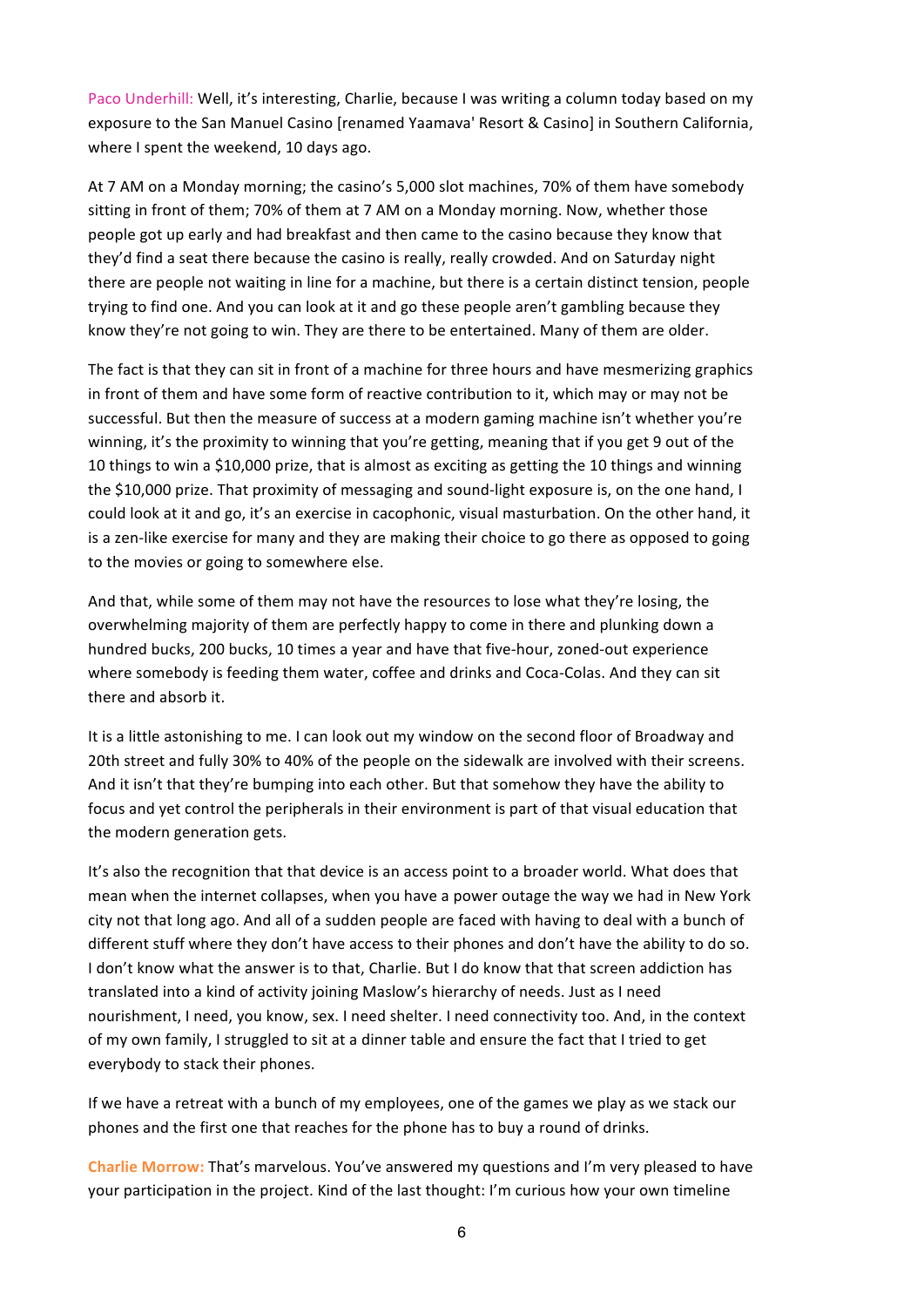Paco Underhill: Well, it's interesting, Charlie, because I was writing a column today based on my exposure to the San Manuel Casino [renamed Yaamava' Resort & Casino] in Southern California, where I spent the weekend, 10 days ago.

At 7 AM on a Monday morning; the casino's 5,000 slot machines, 70% of them have somebody sitting in front of them; 70% of them at 7 AM on a Monday morning. Now, whether those people got up early and had breakfast and then came to the casino because they know that they'd find a seat there because the casino is really, really crowded. And on Saturday night there are people not waiting in line for a machine, but there is a certain distinct tension, people trying to find one. And you can look at it and go these people aren't gambling because they know they're not going to win. They are there to be entertained. Many of them are older.

The fact is that they can sit in front of a machine for three hours and have mesmerizing graphics in front of them and have some form of reactive contribution to it, which may or may not be successful. But then the measure of success at a modern gaming machine isn't whether you're winning, it's the proximity to winning that you're getting, meaning that if you get 9 out of the 10 things to win a $10,000 prize, that is almost as exciting as getting the 10 things and winning the $10,000 prize. That proximity of messaging and sound-light exposure is, on the one hand, I could look at it and go, it's an exercise in cacophonic, visual masturbation. On the other hand, it is a zen-like exercise for many and they are making their choice to go there as opposed to going to the movies or going to somewhere else.

And that, while some of them may not have the resources to lose what they're losing, the overwhelming majority of them are perfectly happy to come in there and plunking down a hundred bucks, 200 bucks, 10 times a year and have that five-hour, zoned-out experience where somebody is feeding them water, coffee and drinks and Coca-Colas. And they can sit there and absorb it.

It is a little astonishing to me. I can look out my window on the second floor of Broadway and 20th street and fully 30% to 40% of the people on the sidewalk are involved with their screens. And it isn't that they're bumping into each other. But that somehow they have the ability to focus and yet control the peripherals in their environment is part of that visual education that the modern generation gets.

It's also the recognition that that device is an access point to a broader world. What does that mean when the internet collapses, when you have a power outage the way we had in New York city not that long ago. And all of a sudden people are faced with having to deal with a bunch of different stuff where they don't have access to their phones and don't have the ability to do so. I don't know what the answer is to that, Charlie. But I do know that that screen addiction has translated into a kind of activity joining Maslow's hierarchy of needs. Just as I need nourishment, I need, you know, sex. I need shelter. I need connectivity too. And, in the context of my own family, I struggled to sit at a dinner table and ensure the fact that I tried to get everybody to stack their phones.

If we have a retreat with a bunch of my employees, one of the games we play as we stack our phones and the first one that reaches for the phone has to buy a round of drinks.

**Charlie Morrow:** That's marvelous. You've answered my questions and I'm very pleased to have your participation in the project. Kind of the last thought: I'm curious how your own timeline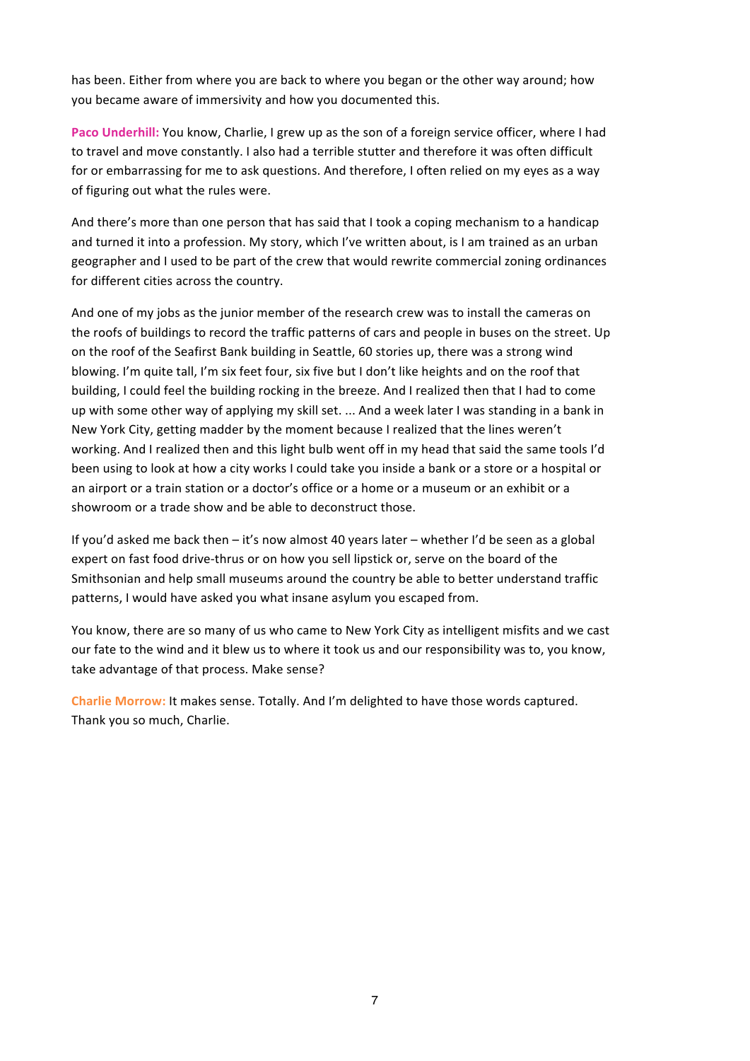has been. Either from where you are back to where you began or the other way around; how you became aware of immersivity and how you documented this.

**Paco Underhill:** You know, Charlie, I grew up as the son of a foreign service officer, where I had to travel and move constantly. I also had a terrible stutter and therefore it was often difficult for or embarrassing for me to ask questions. And therefore, I often relied on my eyes as a way of figuring out what the rules were.

And there's more than one person that has said that I took a coping mechanism to a handicap and turned it into a profession. My story, which I've written about, is I am trained as an urban geographer and I used to be part of the crew that would rewrite commercial zoning ordinances for different cities across the country.

And one of my jobs as the junior member of the research crew was to install the cameras on the roofs of buildings to record the traffic patterns of cars and people in buses on the street. Up on the roof of the Seafirst Bank building in Seattle, 60 stories up, there was a strong wind blowing. I'm quite tall, I'm six feet four, six five but I don't like heights and on the roof that building, I could feel the building rocking in the breeze. And I realized then that I had to come up with some other way of applying my skill set. ... And a week later I was standing in a bank in New York City, getting madder by the moment because I realized that the lines weren't working. And I realized then and this light bulb went off in my head that said the same tools I'd been using to look at how a city works I could take you inside a bank or a store or a hospital or an airport or a train station or a doctor's office or a home or a museum or an exhibit or a showroom or a trade show and be able to deconstruct those.

If you'd asked me back then – it's now almost 40 years later – whether I'd be seen as a global expert on fast food drive-thrus or on how you sell lipstick or, serve on the board of the Smithsonian and help small museums around the country be able to better understand traffic patterns, I would have asked you what insane asylum you escaped from.

You know, there are so many of us who came to New York City as intelligent misfits and we cast our fate to the wind and it blew us to where it took us and our responsibility was to, you know, take advantage of that process. Make sense?

**Charlie Morrow:** It makes sense. Totally. And I'm delighted to have those words captured. Thank you so much, Charlie.